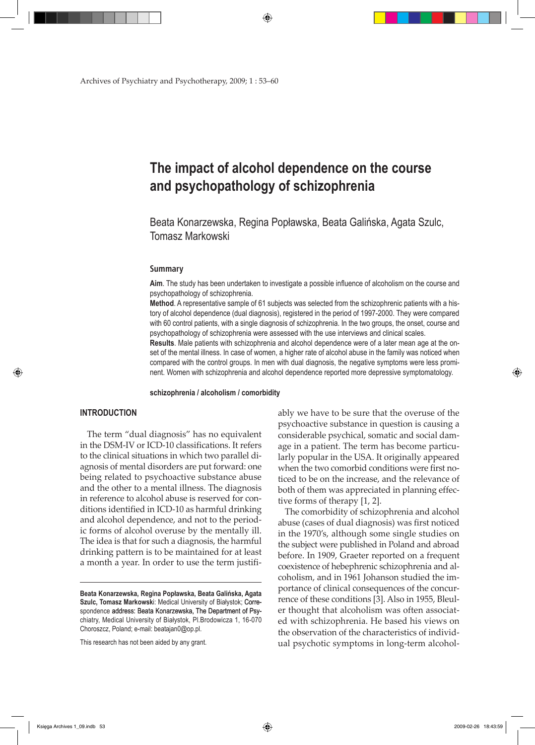# The impact of alcohol dependence on the course and psychopathology of schizophrenia

Beata Konarzewska, Regina Popławska, Beata Galińska, Agata Szulc, Tomasz Markowski

### Summary

**Aim**. The study has been undertaken to investigate a possible influence of alcoholism on the course and psychopathology of schizophrenia.

**Method**. A representative sample of 61 subjects was selected from the schizophrenic patients with a history of alcohol dependence (dual diagnosis), registered in the period of 1997-2000. They were compared with 60 control patients, with a single diagnosis of schizophrenia. In the two groups, the onset, course and psychopathology of schizophrenia were assessed with the use interviews and clinical scales.

**Results**. Male patients with schizophrenia and alcohol dependence were of a later mean age at the onset of the mental illness. In case of women, a higher rate of alcohol abuse in the family was noticed when compared with the control groups. In men with dual diagnosis, the negative symptoms were less prominent. Women with schizophrenia and alcohol dependence reported more depressive symptomatology.

**schizophrenia / alcoholism / comorbidity**

## INTRODUCTION

The term "dual diagnosis" has no equivalent in the DSM-IV or ICD-10 classifications. It refers to the clinical situations in which two parallel diagnosis of mental disorders are put forward: one being related to psychoactive substance abuse and the other to a mental illness. The diagnosis in reference to alcohol abuse is reserved for conditions identified in ICD-10 as harmful drinking and alcohol dependence, and not to the periodic forms of alcohol overuse by the mentally ill. The idea is that for such a diagnosis, the harmful drinking pattern is to be maintained for at least a month a year. In order to use the term justifiably we have to be sure that the overuse of the psychoactive substance in question is causing a considerable psychical, somatic and social damage in a patient. The term has become particularly popular in the USA. It originally appeared when the two comorbid conditions were first noticed to be on the increase, and the relevance of both of them was appreciated in planning effective forms of therapy [1, 2].

The comorbidity of schizophrenia and alcohol abuse (cases of dual diagnosis) was first noticed in the 1970's, although some single studies on the subject were published in Poland and abroad before. In 1909, Graeter reported on a frequent coexistence of hebephrenic schizophrenia and alcoholism, and in 1961 Johanson studied the importance of clinical consequences of the concurrence of these conditions [3]. Also in 1955, Bleuler thought that alcoholism was often associated with schizophrenia. He based his views on the observation of the characteristics of individual psychotic symptoms in long-term alcohol-

---

**Beata Konarzewska, Regina Popławska, Beata Galińska, Agata Szulc, Tomasz Markowski**: Medical University of Białystok; Correspondence address: Beata Konarzewska, The Department of Psychiatry, Medical University of Białystok, Pl.Brodowicza 1, 16-070 Choroszcz, Poland; e-mail: beatajan0@op.pl.

This research has not been aided by any grant.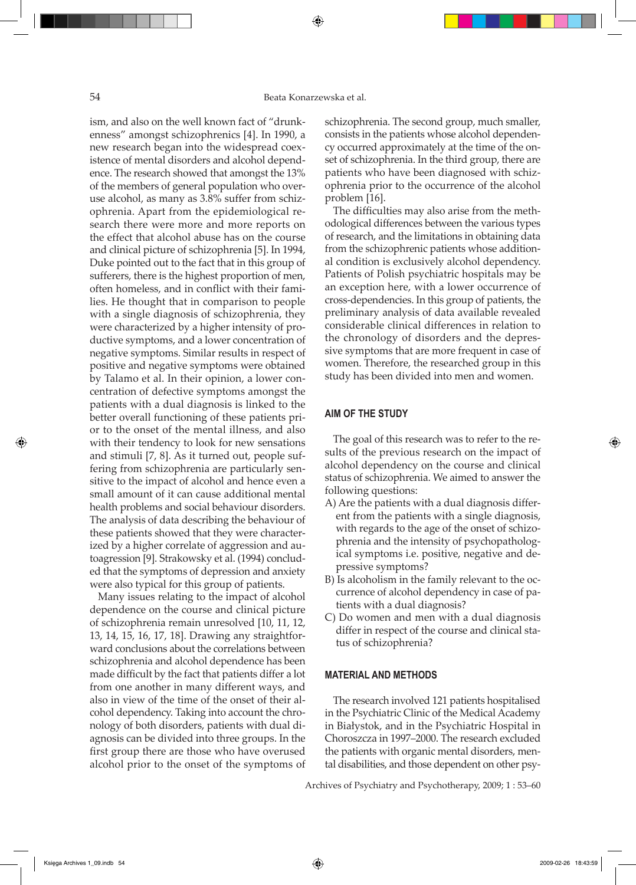ism, and also on the well known fact of "drunkenness" amongst schizophrenics [4]. In 1990, a new research began into the widespread coexistence of mental disorders and alcohol dependence. The research showed that amongst the 13% of the members of general population who overuse alcohol, as many as 3.8% suffer from schizophrenia. Apart from the epidemiological research there were more and more reports on the effect that alcohol abuse has on the course and clinical picture of schizophrenia [5]. In 1994, Duke pointed out to the fact that in this group of sufferers, there is the highest proportion of men, often homeless, and in conflict with their families. He thought that in comparison to people with a single diagnosis of schizophrenia, they were characterized by a higher intensity of productive symptoms, and a lower concentration of negative symptoms. Similar results in respect of positive and negative symptoms were obtained by Talamo et al. In their opinion, a lower concentration of defective symptoms amongst the patients with a dual diagnosis is linked to the better overall functioning of these patients prior to the onset of the mental illness, and also with their tendency to look for new sensations and stimuli [7, 8]. As it turned out, people suffering from schizophrenia are particularly sensitive to the impact of alcohol and hence even a small amount of it can cause additional mental health problems and social behaviour disorders. The analysis of data describing the behaviour of these patients showed that they were characterized by a higher correlate of aggression and autoagression [9]. Strakowsky et al. (1994) concluded that the symptoms of depression and anxiety were also typical for this group of patients.

Many issues relating to the impact of alcohol dependence on the course and clinical picture of schizophrenia remain unresolved [10, 11, 12, 13, 14, 15, 16, 17, 18]. Drawing any straightforward conclusions about the correlations between schizophrenia and alcohol dependence has been made difficult by the fact that patients differ a lot from one another in many different ways, and also in view of the time of the onset of their alcohol dependency. Taking into account the chronology of both disorders, patients with dual diagnosis can be divided into three groups. In the first group there are those who have overused alcohol prior to the onset of the symptoms of schizophrenia. The second group, much smaller, consists in the patients whose alcohol dependency occurred approximately at the time of the onset of schizophrenia. In the third group, there are patients who have been diagnosed with schizophrenia prior to the occurrence of the alcohol problem [16].

The difficulties may also arise from the methodological differences between the various types of research, and the limitations in obtaining data from the schizophrenic patients whose additional condition is exclusively alcohol dependency. Patients of Polish psychiatric hospitals may be an exception here, with a lower occurrence of cross-dependencies. In this group of patients, the preliminary analysis of data available revealed considerable clinical differences in relation to the chronology of disorders and the depressive symptoms that are more frequent in case of women. Therefore, the researched group in this study has been divided into men and women.

## AIM OF THE STUDY

The goal of this research was to refer to the results of the previous research on the impact of alcohol dependency on the course and clinical status of schizophrenia. We aimed to answer the following questions:

A) Are the patients with a dual diagnosis different from the patients with a single diagnosis, with regards to the age of the onset of schizophrenia and the intensity of psychopathological symptoms i.e. positive, negative and depressive symptoms?

B) Is alcoholism in the family relevant to the occurrence of alcohol dependency in case of patients with a dual diagnosis?

C) Do women and men with a dual diagnosis differ in respect of the course and clinical status of schizophrenia?

## MATERIAL AND METHODS

The research involved 121 patients hospitalised in the Psychiatric Clinic of the Medical Academy in Białystok, and in the Psychiatric Hospital in Choroszcza in 1997–2000. The research excluded the patients with organic mental disorders, mental disabilities, and those dependent on other psy-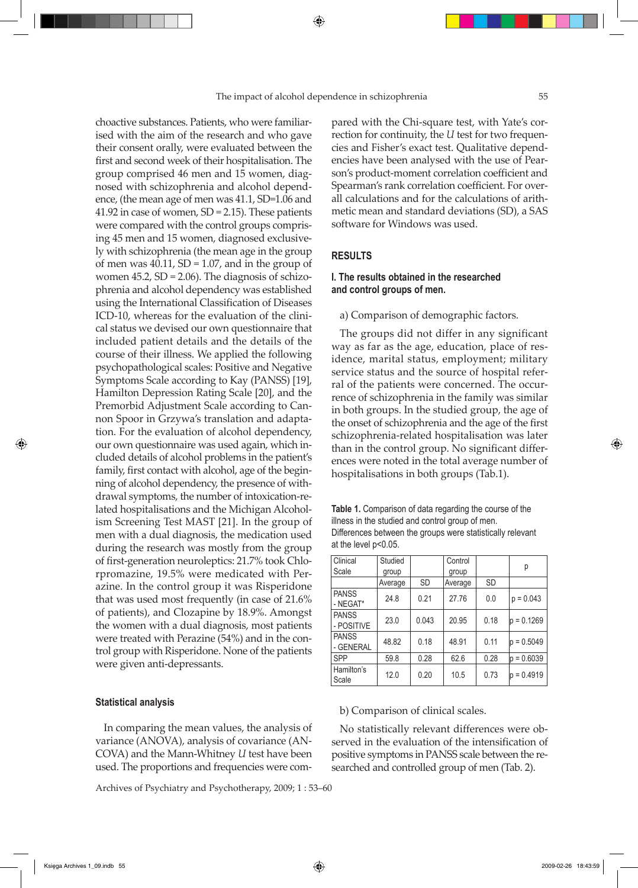choactive substances. Patients, who were familiarised with the aim of the research and who gave their consent orally, were evaluated between the first and second week of their hospitalisation. The group comprised 46 men and 15 women, diagnosed with schizophrenia and alcohol dependence, (the mean age of men was 41.1, SD=1.06 and 41.92 in case of women, SD = 2.15). These patients were compared with the control groups comprising 45 men and 15 women, diagnosed exclusively with schizophrenia (the mean age in the group of men was 40.11, SD = 1.07, and in the group of women 45.2, SD = 2.06). The diagnosis of schizophrenia and alcohol dependency was established using the International Classification of Diseases ICD-10, whereas for the evaluation of the clinical status we devised our own questionnaire that included patient details and the details of the course of their illness. We applied the following psychopathological scales: Positive and Negative Symptoms Scale according to Kay (PANSS) [19], Hamilton Depression Rating Scale [20], and the Premorbid Adjustment Scale according to Cannon Spoor in Grzywa's translation and adaptation. For the evaluation of alcohol dependency, our own questionnaire was used again, which included details of alcohol problems in the patient's family, first contact with alcohol, age of the beginning of alcohol dependency, the presence of withdrawal symptoms, the number of intoxication-related hospitalisations and the Michigan Alcoholism Screening Test MAST [21]. In the group of men with a dual diagnosis, the medication used during the research was mostly from the group of first-generation neuroleptics: 21.7% took Chlorpromazine, 19.5% were medicated with Perazine. In the control group it was Risperidone that was used most frequently (in case of 21.6% of patients), and Clozapine by 18.9%. Amongst the women with a dual diagnosis, most patients were treated with Perazine (54%) and in the control group with Risperidone. None of the patients were given anti-depressants.

### Statistical analysis

In comparing the mean values, the analysis of variance (ANOVA), analysis of covariance (ANCOVA) and the Mann-Whitney *U* test have been used. The proportions and frequencies were compared with the Chi-square test, with Yate's correction for continuity, the *U* test for two frequencies and Fisher's exact test. Qualitative dependencies have been analysed with the use of Pearson's product-moment correlation coefficient and Spearman's rank correlation coefficient. For overall calculations and for the calculations of arithmetic mean and standard deviations (SD), a SAS software for Windows was used.

## RESULTS

### I. The results obtained in the researched and control groups of men.

a) Comparison of demographic factors.

The groups did not differ in any significant way as far as the age, education, place of residence, marital status, employment; military service status and the source of hospital referral of the patients were concerned. The occurrence of schizophrenia in the family was similar in both groups. In the studied group, the age of the onset of schizophrenia and the age of the first schizophrenia-related hospitalisation was later than in the control group. No significant differences were noted in the total average number of hospitalisations in both groups (Tab.1).

**Table 1.** Comparison of data regarding the course of the illness in the studied and control group of men. Differences between the groups were statistically relevant at the level p<0.05.

| Clinical Scale | Studied group | | Control group | | p |
|---|---|---|---|---|---|
| | Average | SD | Average | SD | |
| PANSS - NEGAT* | 24.8 | 0.21 | 27.76 | 0.0 | p = 0.043 |
| PANSS - POSITIVE | 23.0 | 0.043 | 20.95 | 0.18 | p = 0.1269 |
| PANSS - GENERAL | 48.82 | 0.18 | 48.91 | 0.11 | p = 0.5049 |
| SPP | 59.8 | 0.28 | 62.6 | 0.28 | p = 0.6039 |
| Hamilton's Scale | 12.0 | 0.20 | 10.5 | 0.73 | p = 0.4919 |

b) Comparison of clinical scales.

No statistically relevant differences were observed in the evaluation of the intensification of positive symptoms in PANSS scale between the researched and controlled group of men (Tab. 2).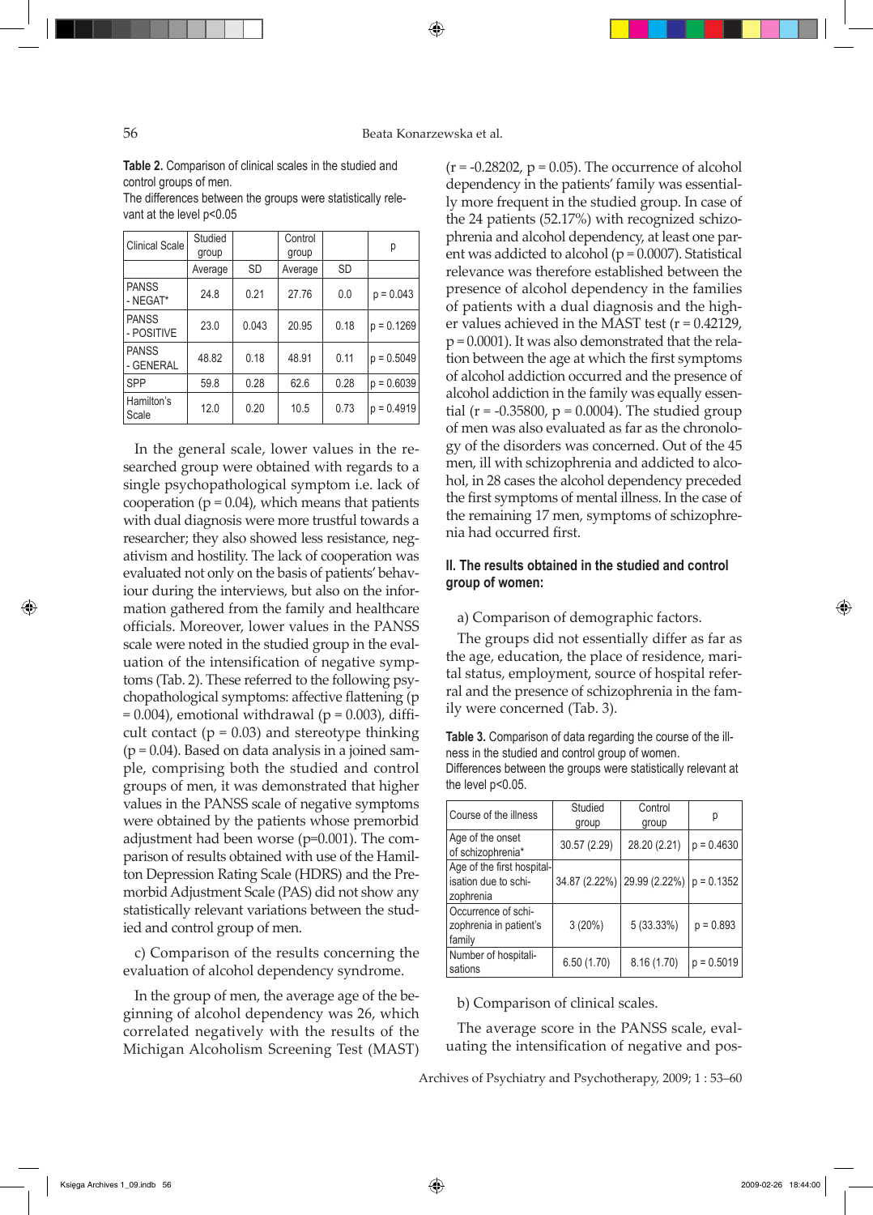**Table 2.** Comparison of clinical scales in the studied and control groups of men.
The differences between the groups were statistically relevant at the level p<0.05

| Clinical Scale | Studied group | | Control group | | p |
|---|---|---|---|---|---|
| | Average | SD | Average | SD | |
| PANSS - NEGAT* | 24.8 | 0.21 | 27.76 | 0.0 | p = 0.043 |
| PANSS - POSITIVE | 23.0 | 0.043 | 20.95 | 0.18 | p = 0.1269 |
| PANSS - GENERAL | 48.82 | 0.18 | 48.91 | 0.11 | p = 0.5049 |
| SPP | 59.8 | 0.28 | 62.6 | 0.28 | p = 0.6039 |
| Hamilton's Scale | 12.0 | 0.20 | 10.5 | 0.73 | p = 0.4919 |

In the general scale, lower values in the researched group were obtained with regards to a single psychopathological symptom i.e. lack of cooperation (p = 0.04), which means that patients with dual diagnosis were more trustful towards a researcher; they also showed less resistance, negativism and hostility. The lack of cooperation was evaluated not only on the basis of patients' behaviour during the interviews, but also on the information gathered from the family and healthcare officials. Moreover, lower values in the PANSS scale were noted in the studied group in the evaluation of the intensification of negative symptoms (Tab. 2). These referred to the following psychopathological symptoms: affective flattening (p = 0.004), emotional withdrawal (p = 0.003), difficult contact (p = 0.03) and stereotype thinking (p = 0.04). Based on data analysis in a joined sample, comprising both the studied and control groups of men, it was demonstrated that higher values in the PANSS scale of negative symptoms were obtained by the patients whose premorbid adjustment had been worse (p=0.001). The comparison of results obtained with use of the Hamilton Depression Rating Scale (HDRS) and the Premorbid Adjustment Scale (PAS) did not show any statistically relevant variations between the studied and control group of men.

c) Comparison of the results concerning the evaluation of alcohol dependency syndrome.

In the group of men, the average age of the beginning of alcohol dependency was 26, which correlated negatively with the results of the Michigan Alcoholism Screening Test (MAST) (r = -0.28202, p = 0.05). The occurrence of alcohol dependency in the patients' family was essentially more frequent in the studied group. In case of the 24 patients (52.17%) with recognized schizophrenia and alcohol dependency, at least one parent was addicted to alcohol (p = 0.0007). Statistical relevance was therefore established between the presence of alcohol dependency in the families of patients with a dual diagnosis and the higher values achieved in the MAST test (r = 0.42129, p = 0.0001). It was also demonstrated that the relation between the age at which the first symptoms of alcohol addiction occurred and the presence of alcohol addiction in the family was equally essential (r = -0.35800, p = 0.0004). The studied group of men was also evaluated as far as the chronology of the disorders was concerned. Out of the 45 men, ill with schizophrenia and addicted to alcohol, in 28 cases the alcohol dependency preceded the first symptoms of mental illness. In the case of the remaining 17 men, symptoms of schizophrenia had occurred first.

**II. The results obtained in the studied and control group of women:**

a) Comparison of demographic factors.

The groups did not essentially differ as far as the age, education, the place of residence, marital status, employment, source of hospital referral and the presence of schizophrenia in the family were concerned (Tab. 3).

**Table 3.** Comparison of data regarding the course of the illness in the studied and control group of women.
Differences between the groups were statistically relevant at the level p<0.05.

| Course of the illness | Studied group | Control group | p |
|---|---|---|---|
| Age of the onset of schizophrenia* | 30.57 (2.29) | 28.20 (2.21) | p = 0.4630 |
| Age of the first hospitalisation due to schizophrenia | 34.87 (2.22%) | 29.99 (2.22%) | p = 0.1352 |
| Occurrence of schizophrenia in patient's family | 3 (20%) | 5 (33.33%) | p = 0.893 |
| Number of hospitalisations | 6.50 (1.70) | 8.16 (1.70) | p = 0.5019 |

b) Comparison of clinical scales.

The average score in the PANSS scale, evaluating the intensification of negative and pos-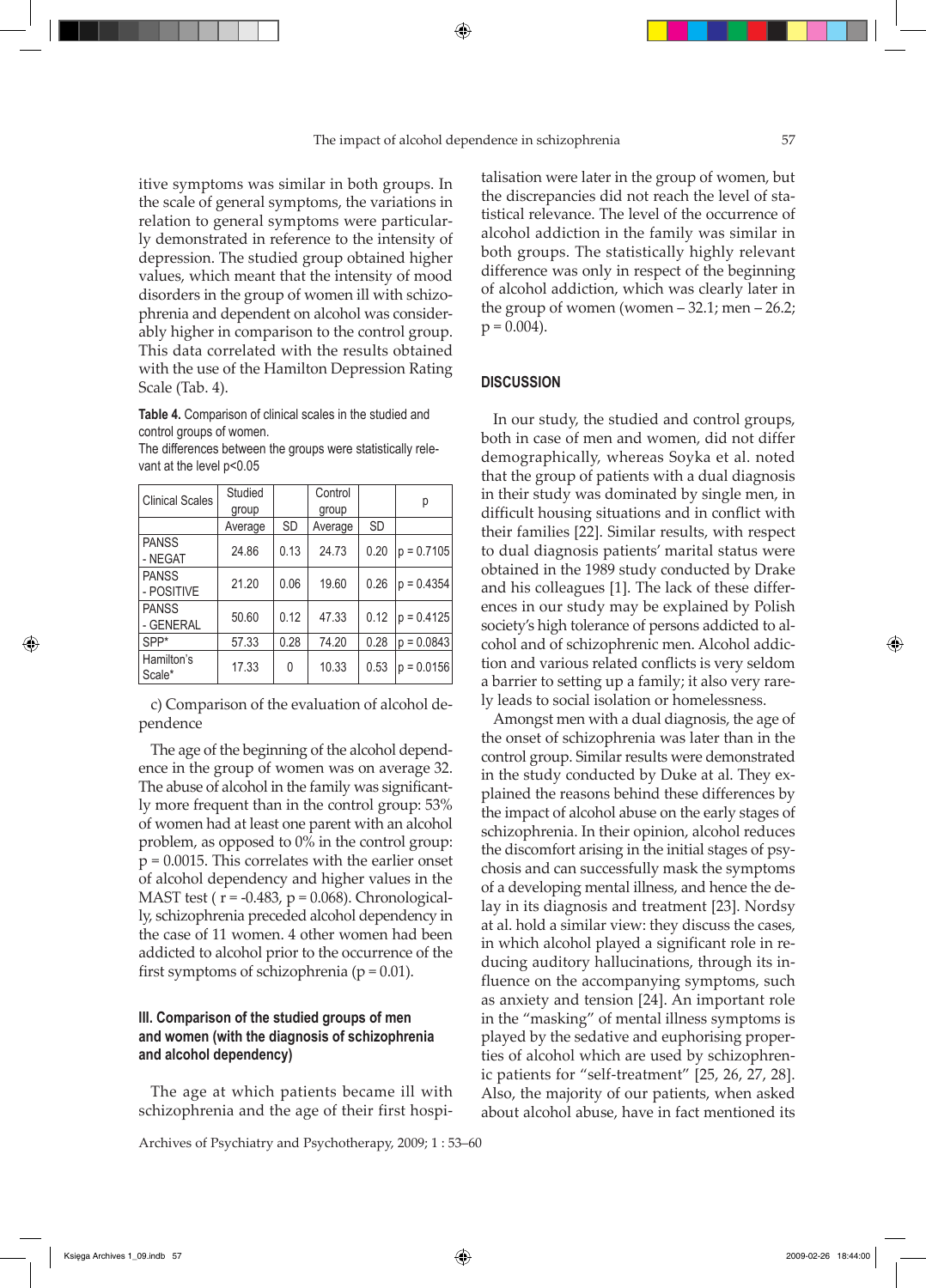itive symptoms was similar in both groups. In the scale of general symptoms, the variations in relation to general symptoms were particularly demonstrated in reference to the intensity of depression. The studied group obtained higher values, which meant that the intensity of mood disorders in the group of women ill with schizophrenia and dependent on alcohol was considerably higher in comparison to the control group. This data correlated with the results obtained with the use of the Hamilton Depression Rating Scale (Tab. 4).

**Table 4.** Comparison of clinical scales in the studied and control groups of women.
The differences between the groups were statistically relevant at the level p<0.05

| Clinical Scales | Studied group | | Control group | | p |
|---|---|---|---|---|---|
| | Average | SD | Average | SD | |
| PANSS - NEGAT | 24.86 | 0.13 | 24.73 | 0.20 | p = 0.7105 |
| PANSS - POSITIVE | 21.20 | 0.06 | 19.60 | 0.26 | p = 0.4354 |
| PANSS - GENERAL | 50.60 | 0.12 | 47.33 | 0.12 | p = 0.4125 |
| SPP* | 57.33 | 0.28 | 74.20 | 0.28 | p = 0.0843 |
| Hamilton's Scale* | 17.33 | 0 | 10.33 | 0.53 | p = 0.0156 |

c) Comparison of the evaluation of alcohol dependence

The age of the beginning of the alcohol dependence in the group of women was on average 32. The abuse of alcohol in the family was significantly more frequent than in the control group: 53% of women had at least one parent with an alcohol problem, as opposed to 0% in the control group: p = 0.0015. This correlates with the earlier onset of alcohol dependency and higher values in the MAST test ( r = -0.483, p = 0.068). Chronologically, schizophrenia preceded alcohol dependency in the case of 11 women. 4 other women had been addicted to alcohol prior to the occurrence of the first symptoms of schizophrenia (p = 0.01).

### III. Comparison of the studied groups of men and women (with the diagnosis of schizophrenia and alcohol dependency)

The age at which patients became ill with schizophrenia and the age of their first hospitalisation were later in the group of women, but the discrepancies did not reach the level of statistical relevance. The level of the occurrence of alcohol addiction in the family was similar in both groups. The statistically highly relevant difference was only in respect of the beginning of alcohol addiction, which was clearly later in the group of women (women – 32.1; men – 26.2; p = 0.004).

## DISCUSSION

In our study, the studied and control groups, both in case of men and women, did not differ demographically, whereas Soyka et al. noted that the group of patients with a dual diagnosis in their study was dominated by single men, in difficult housing situations and in conflict with their families [22]. Similar results, with respect to dual diagnosis patients' marital status were obtained in the 1989 study conducted by Drake and his colleagues [1]. The lack of these differences in our study may be explained by Polish society's high tolerance of persons addicted to alcohol and of schizophrenic men. Alcohol addiction and various related conflicts is very seldom a barrier to setting up a family; it also very rarely leads to social isolation or homelessness.

Amongst men with a dual diagnosis, the age of the onset of schizophrenia was later than in the control group. Similar results were demonstrated in the study conducted by Duke at al. They explained the reasons behind these differences by the impact of alcohol abuse on the early stages of schizophrenia. In their opinion, alcohol reduces the discomfort arising in the initial stages of psychosis and can successfully mask the symptoms of a developing mental illness, and hence the delay in its diagnosis and treatment [23]. Nordsy at al. hold a similar view: they discuss the cases, in which alcohol played a significant role in reducing auditory hallucinations, through its influence on the accompanying symptoms, such as anxiety and tension [24]. An important role in the "masking" of mental illness symptoms is played by the sedative and euphorising properties of alcohol which are used by schizophrenic patients for "self-treatment" [25, 26, 27, 28]. Also, the majority of our patients, when asked about alcohol abuse, have in fact mentioned its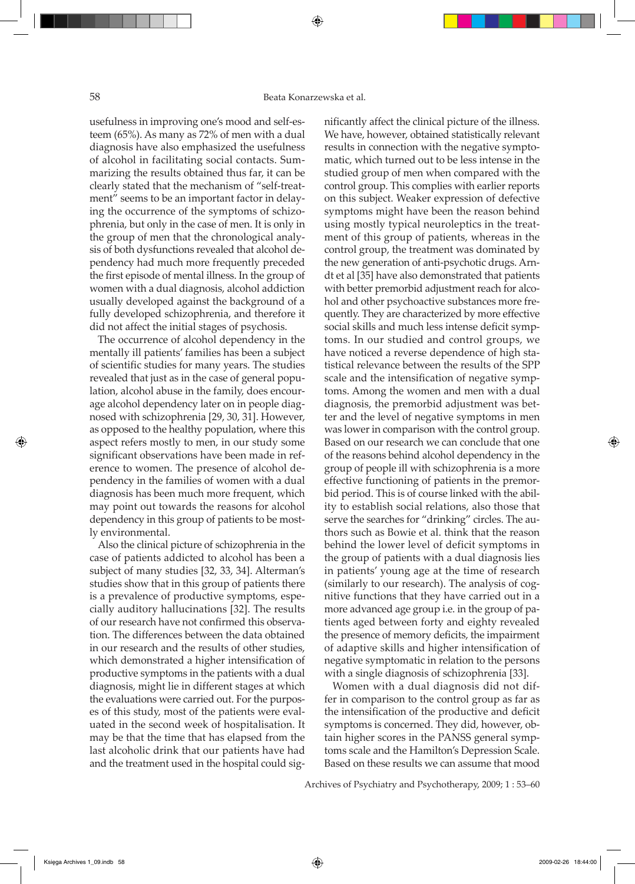usefulness in improving one's mood and self-esteem (65%). As many as 72% of men with a dual diagnosis have also emphasized the usefulness of alcohol in facilitating social contacts. Summarizing the results obtained thus far, it can be clearly stated that the mechanism of "self-treatment" seems to be an important factor in delaying the occurrence of the symptoms of schizophrenia, but only in the case of men. It is only in the group of men that the chronological analysis of both dysfunctions revealed that alcohol dependency had much more frequently preceded the first episode of mental illness. In the group of women with a dual diagnosis, alcohol addiction usually developed against the background of a fully developed schizophrenia, and therefore it did not affect the initial stages of psychosis.

The occurrence of alcohol dependency in the mentally ill patients' families has been a subject of scientific studies for many years. The studies revealed that just as in the case of general population, alcohol abuse in the family, does encourage alcohol dependency later on in people diagnosed with schizophrenia [29, 30, 31]. However, as opposed to the healthy population, where this aspect refers mostly to men, in our study some significant observations have been made in reference to women. The presence of alcohol dependency in the families of women with a dual diagnosis has been much more frequent, which may point out towards the reasons for alcohol dependency in this group of patients to be mostly environmental.

Also the clinical picture of schizophrenia in the case of patients addicted to alcohol has been a subject of many studies [32, 33, 34]. Alterman's studies show that in this group of patients there is a prevalence of productive symptoms, especially auditory hallucinations [32]. The results of our research have not confirmed this observation. The differences between the data obtained in our research and the results of other studies, which demonstrated a higher intensification of productive symptoms in the patients with a dual diagnosis, might lie in different stages at which the evaluations were carried out. For the purposes of this study, most of the patients were evaluated in the second week of hospitalisation. It may be that the time that has elapsed from the last alcoholic drink that our patients have had and the treatment used in the hospital could significantly affect the clinical picture of the illness. We have, however, obtained statistically relevant results in connection with the negative symptomatic, which turned out to be less intense in the studied group of men when compared with the control group. This complies with earlier reports on this subject. Weaker expression of defective symptoms might have been the reason behind using mostly typical neuroleptics in the treatment of this group of patients, whereas in the control group, the treatment was dominated by the new generation of anti-psychotic drugs. Arndt et al [35] have also demonstrated that patients with better premorbid adjustment reach for alcohol and other psychoactive substances more frequently. They are characterized by more effective social skills and much less intense deficit symptoms. In our studied and control groups, we have noticed a reverse dependence of high statistical relevance between the results of the SPP scale and the intensification of negative symptoms. Among the women and men with a dual diagnosis, the premorbid adjustment was better and the level of negative symptoms in men was lower in comparison with the control group. Based on our research we can conclude that one of the reasons behind alcohol dependency in the group of people ill with schizophrenia is a more effective functioning of patients in the premorbid period. This is of course linked with the ability to establish social relations, also those that serve the searches for "drinking" circles. The authors such as Bowie et al. think that the reason behind the lower level of deficit symptoms in the group of patients with a dual diagnosis lies in patients' young age at the time of research (similarly to our research). The analysis of cognitive functions that they have carried out in a more advanced age group i.e. in the group of patients aged between forty and eighty revealed the presence of memory deficits, the impairment of adaptive skills and higher intensification of negative symptomatic in relation to the persons with a single diagnosis of schizophrenia [33].

Women with a dual diagnosis did not differ in comparison to the control group as far as the intensification of the productive and deficit symptoms is concerned. They did, however, obtain higher scores in the PANSS general symptoms scale and the Hamilton's Depression Scale. Based on these results we can assume that mood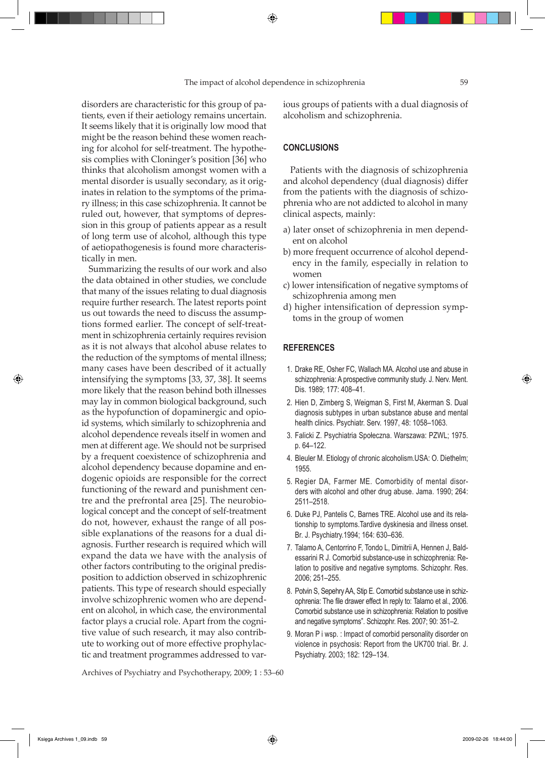disorders are characteristic for this group of patients, even if their aetiology remains uncertain. It seems likely that it is originally low mood that might be the reason behind these women reaching for alcohol for self-treatment. The hypothesis complies with Cloninger's position [36] who thinks that alcoholism amongst women with a mental disorder is usually secondary, as it originates in relation to the symptoms of the primary illness; in this case schizophrenia. It cannot be ruled out, however, that symptoms of depression in this group of patients appear as a result of long term use of alcohol, although this type of aetiopathogenesis is found more characteristically in men.

Summarizing the results of our work and also the data obtained in other studies, we conclude that many of the issues relating to dual diagnosis require further research. The latest reports point us out towards the need to discuss the assumptions formed earlier. The concept of self-treatment in schizophrenia certainly requires revision as it is not always that alcohol abuse relates to the reduction of the symptoms of mental illness; many cases have been described of it actually intensifying the symptoms [33, 37, 38]. It seems more likely that the reason behind both illnesses may lay in common biological background, such as the hypofunction of dopaminergic and opioid systems, which similarly to schizophrenia and alcohol dependence reveals itself in women and men at different age. We should not be surprised by a frequent coexistence of schizophrenia and alcohol dependency because dopamine and endogenic opioids are responsible for the correct functioning of the reward and punishment centre and the prefrontal area [25]. The neurobiological concept and the concept of self-treatment do not, however, exhaust the range of all possible explanations of the reasons for a dual diagnosis. Further research is required which will expand the data we have with the analysis of other factors contributing to the original predisposition to addiction observed in schizophrenic patients. This type of research should especially involve schizophrenic women who are dependent on alcohol, in which case, the environmental factor plays a crucial role. Apart from the cognitive value of such research, it may also contribute to working out of more effective prophylactic and treatment programmes addressed to various groups of patients with a dual diagnosis of alcoholism and schizophrenia.

## CONCLUSIONS

Patients with the diagnosis of schizophrenia and alcohol dependency (dual diagnosis) differ from the patients with the diagnosis of schizophrenia who are not addicted to alcohol in many clinical aspects, mainly:

a) later onset of schizophrenia in men dependent on alcohol
b) more frequent occurrence of alcohol dependency in the family, especially in relation to women
c) lower intensification of negative symptoms of schizophrenia among men
d) higher intensification of depression symptoms in the group of women

## REFERENCES

1. Drake RE, Osher FC, Wallach MA. Alcohol use and abuse in schizophrenia: A prospective community study. J. Nerv. Ment. Dis. 1989; 177: 408–41.
2. Hien D, Zimberg S, Weigman S, First M, Akerman S. Dual diagnosis subtypes in urban substance abuse and mental health clinics. Psychiatr. Serv. 1997, 48: 1058–1063.
3. Falicki Z. Psychiatria Społeczna. Warszawa: PZWL; 1975. p. 64–122.
4. Bleuler M. Etiology of chronic alcoholism.USA: O. Diethelm; 1955.
5. Regier DA, Farmer ME. Comorbidity of mental disorders with alcohol and other drug abuse. Jama. 1990; 264: 2511–2518.
6. Duke PJ, Pantelis C, Barnes TRE. Alcohol use and its relationship to symptoms.Tardive dyskinesia and illness onset. Br. J. Psychiatry.1994; 164: 630–636.
7. Talamo A, Centorrino F, Tondo L, Dimitrii A, Hennen J, Baldessarini R J. Comorbid substance-use in schizophrenia: Relation to positive and negative symptoms. Schizophr. Res. 2006; 251–255.
8. Potvin S, Sepehry AA, Stip E. Comorbid substance use in schizophrenia: The file drawer effect In reply to: Talamo et al., 2006. Comorbid substance use in schizophrenia: Relation to positive and negative symptoms". Schizophr. Res. 2007; 90: 351–2.
9. Moran P i wsp. : Impact of comorbid personality disorder on violence in psychosis: Report from the UK700 trial. Br. J. Psychiatry. 2003; 182: 129–134.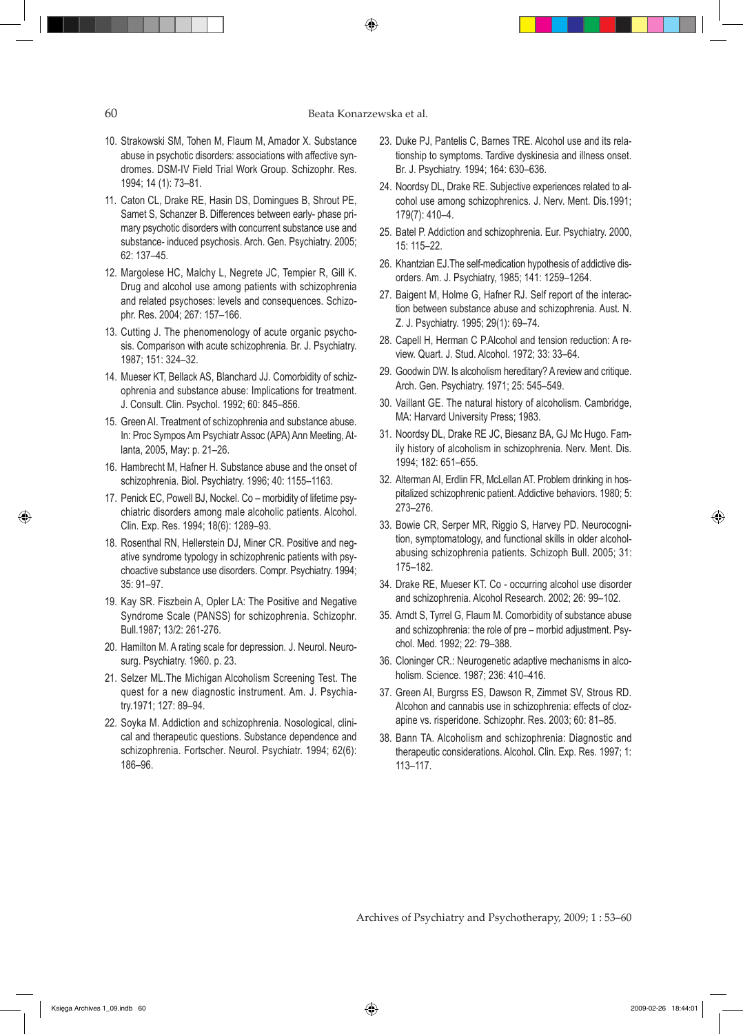10. Strakowski SM, Tohen M, Flaum M, Amador X. Substance abuse in psychotic disorders: associations with affective syndromes. DSM-IV Field Trial Work Group. Schizophr. Res. 1994; 14 (1): 73–81.
11. Caton CL, Drake RE, Hasin DS, Domingues B, Shrout PE, Samet S, Schanzer B. Differences between early- phase primary psychotic disorders with concurrent substance use and substance- induced psychosis. Arch. Gen. Psychiatry. 2005; 62: 137–45.
12. Margolese HC, Malchy L, Negrete JC, Tempier R, Gill K. Drug and alcohol use among patients with schizophrenia and related psychoses: levels and consequences. Schizophr. Res. 2004; 267: 157–166.
13. Cutting J. The phenomenology of acute organic psychosis. Comparison with acute schizophrenia. Br. J. Psychiatry. 1987; 151: 324–32.
14. Mueser KT, Bellack AS, Blanchard JJ. Comorbidity of schizophrenia and substance abuse: Implications for treatment. J. Consult. Clin. Psychol. 1992; 60: 845–856.
15. Green AI. Treatment of schizophrenia and substance abuse. In: Proc Sympos Am Psychiatr Assoc (APA) Ann Meeting, Atlanta, 2005, May: p. 21–26.
16. Hambrecht M, Hafner H. Substance abuse and the onset of schizophrenia. Biol. Psychiatry. 1996; 40: 1155–1163.
17. Penick EC, Powell BJ, Nockel. Co – morbidity of lifetime psychiatric disorders among male alcoholic patients. Alcohol. Clin. Exp. Res. 1994; 18(6): 1289–93.
18. Rosenthal RN, Hellerstein DJ, Miner CR. Positive and negative syndrome typology in schizophrenic patients with psychoactive substance use disorders. Compr. Psychiatry. 1994; 35: 91–97.
19. Kay SR. Fiszbein A, Opler LA: The Positive and Negative Syndrome Scale (PANSS) for schizophrenia. Schizophr. Bull.1987; 13/2: 261-276.
20. Hamilton M. A rating scale for depression. J. Neurol. Neurosurg. Psychiatry. 1960. p. 23.
21. Selzer ML.The Michigan Alcoholism Screening Test. The quest for a new diagnostic instrument. Am. J. Psychiatry.1971; 127: 89–94.
22. Soyka M. Addiction and schizophrenia. Nosological, clinical and therapeutic questions. Substance dependence and schizophrenia. Fortscher. Neurol. Psychiatr. 1994; 62(6): 186–96.
23. Duke PJ, Pantelis C, Barnes TRE. Alcohol use and its relationship to symptoms. Tardive dyskinesia and illness onset. Br. J. Psychiatry. 1994; 164: 630–636.
24. Noordsy DL, Drake RE. Subjective experiences related to alcohol use among schizophrenics. J. Nerv. Ment. Dis.1991; 179(7): 410–4.
25. Batel P. Addiction and schizophrenia. Eur. Psychiatry. 2000, 15: 115–22.
26. Khantzian EJ.The self-medication hypothesis of addictive disorders. Am. J. Psychiatry, 1985; 141: 1259–1264.
27. Baigent M, Holme G, Hafner RJ. Self report of the interaction between substance abuse and schizophrenia. Aust. N. Z. J. Psychiatry. 1995; 29(1): 69–74.
28. Capell H, Herman C P.Alcohol and tension reduction: A review. Quart. J. Stud. Alcohol. 1972; 33: 33–64.
29. Goodwin DW. Is alcoholism hereditary? A review and critique. Arch. Gen. Psychiatry. 1971; 25: 545–549.
30. Vaillant GE. The natural history of alcoholism. Cambridge, MA: Harvard University Press; 1983.
31. Noordsy DL, Drake RE JC, Biesanz BA, GJ Mc Hugo. Family history of alcoholism in schizophrenia. Nerv. Ment. Dis. 1994; 182: 651–655.
32. Alterman AI, Erdlin FR, McLellan AT. Problem drinking in hospitalized schizophrenic patient. Addictive behaviors. 1980; 5: 273–276.
33. Bowie CR, Serper MR, Riggio S, Harvey PD. Neurocognition, symptomatology, and functional skills in older alcohol-abusing schizophrenia patients. Schizoph Bull. 2005; 31: 175–182.
34. Drake RE, Mueser KT. Co - occurring alcohol use disorder and schizophrenia. Alcohol Research. 2002; 26: 99–102.
35. Arndt S, Tyrrel G, Flaum M. Comorbidity of substance abuse and schizophrenia: the role of pre – morbid adjustment. Psychol. Med. 1992; 22: 79–388.
36. Cloninger CR.: Neurogenetic adaptive mechanisms in alcoholism. Science. 1987; 236: 410–416.
37. Green AI, Burgrss ES, Dawson R, Zimmet SV, Strous RD. Alcohon and cannabis use in schizophrenia: effects of clozapine vs. risperidone. Schizophr. Res. 2003; 60: 81–85.
38. Bann TA. Alcoholism and schizophrenia: Diagnostic and therapeutic considerations. Alcohol. Clin. Exp. Res. 1997; 1: 113–117.